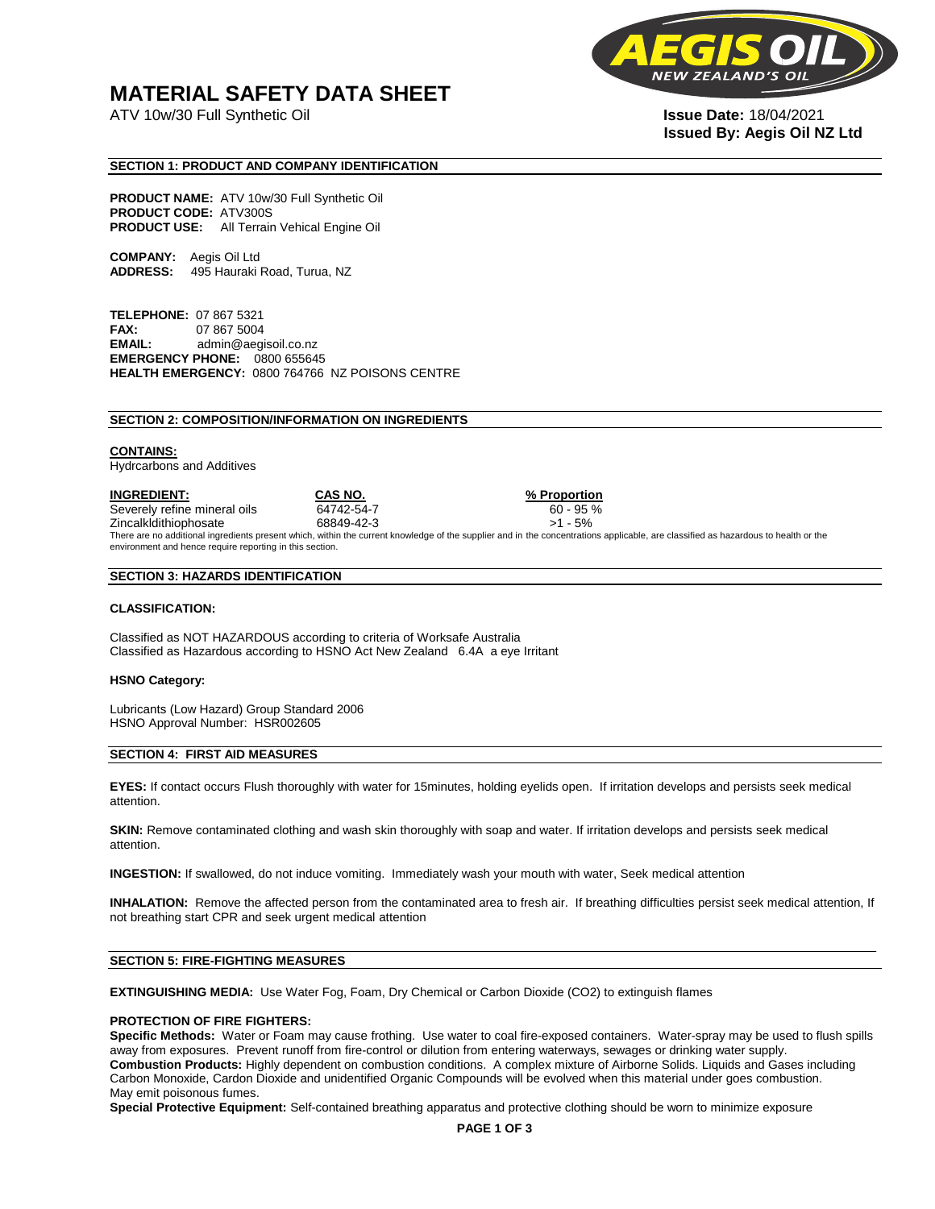# MATERIAL SAFETY DATA SHEET

ATV 10w/30 Full Synthetic Oil

**Issue Date:** 18/04/2021
**Issued By: Aegis Oil NZ Ltd**

## SECTION 1: PRODUCT AND COMPANY IDENTIFICATION

**PRODUCT NAME:** ATV 10w/30 Full Synthetic Oil
**PRODUCT CODE:** ATV300S
**PRODUCT USE:** All Terrain Vehical Engine Oil

**COMPANY:** Aegis Oil Ltd
**ADDRESS:** 495 Hauraki Road, Turua, NZ

**TELEPHONE:** 07 867 5321
**FAX:** 07 867 5004
**EMAIL:** admin@aegisoil.co.nz
**EMERGENCY PHONE:** 0800 655645
**HEALTH EMERGENCY:** 0800 764766 NZ POISONS CENTRE

## SECTION 2: COMPOSITION/INFORMATION ON INGREDIENTS

**CONTAINS:**
Hydrcarbons and Additives

| INGREDIENT: | CAS NO. | % Proportion |
|---|---|---|
| Severely refine mineral oils | 64742-54-7 | 60 - 95 % |
| Zincalkldithiophosate | 68849-42-3 | >1 - 5% |

There are no additional ingredients present which, within the current knowledge of the supplier and in the concentrations applicable, are classified as hazardous to health or the environment and hence require reporting in this section.

## SECTION 3: HAZARDS IDENTIFICATION

**CLASSIFICATION:**

Classified as NOT HAZARDOUS according to criteria of Worksafe Australia
Classified as Hazardous according to HSNO Act New Zealand 6.4A a eye Irritant

**HSNO Category:**

Lubricants (Low Hazard) Group Standard 2006
HSNO Approval Number: HSR002605

## SECTION 4: FIRST AID MEASURES

**EYES:** If contact occurs Flush thoroughly with water for 15minutes, holding eyelids open. If irritation develops and persists seek medical attention.

**SKIN:** Remove contaminated clothing and wash skin thoroughly with soap and water. If irritation develops and persists seek medical attention.

**INGESTION:** If swallowed, do not induce vomiting. Immediately wash your mouth with water, Seek medical attention

**INHALATION:** Remove the affected person from the contaminated area to fresh air. If breathing difficulties persist seek medical attention, If not breathing start CPR and seek urgent medical attention

## SECTION 5: FIRE-FIGHTING MEASURES

**EXTINGUISHING MEDIA:** Use Water Fog, Foam, Dry Chemical or Carbon Dioxide ($CO_2$) to extinguish flames

**PROTECTION OF FIRE FIGHTERS:**
**Specific Methods:** Water or Foam may cause frothing. Use water to coal fire-exposed containers. Water-spray may be used to flush spills away from exposures. Prevent runoff from fire-control or dilution from entering waterways, sewages or drinking water supply.
**Combustion Products:** Highly dependent on combustion conditions. A complex mixture of Airborne Solids. Liquids and Gases including Carbon Monoxide, Cardon Dioxide and unidentified Organic Compounds will be evolved when this material under goes combustion. May emit poisonous fumes.
**Special Protective Equipment:** Self-contained breathing apparatus and protective clothing should be worn to minimize exposure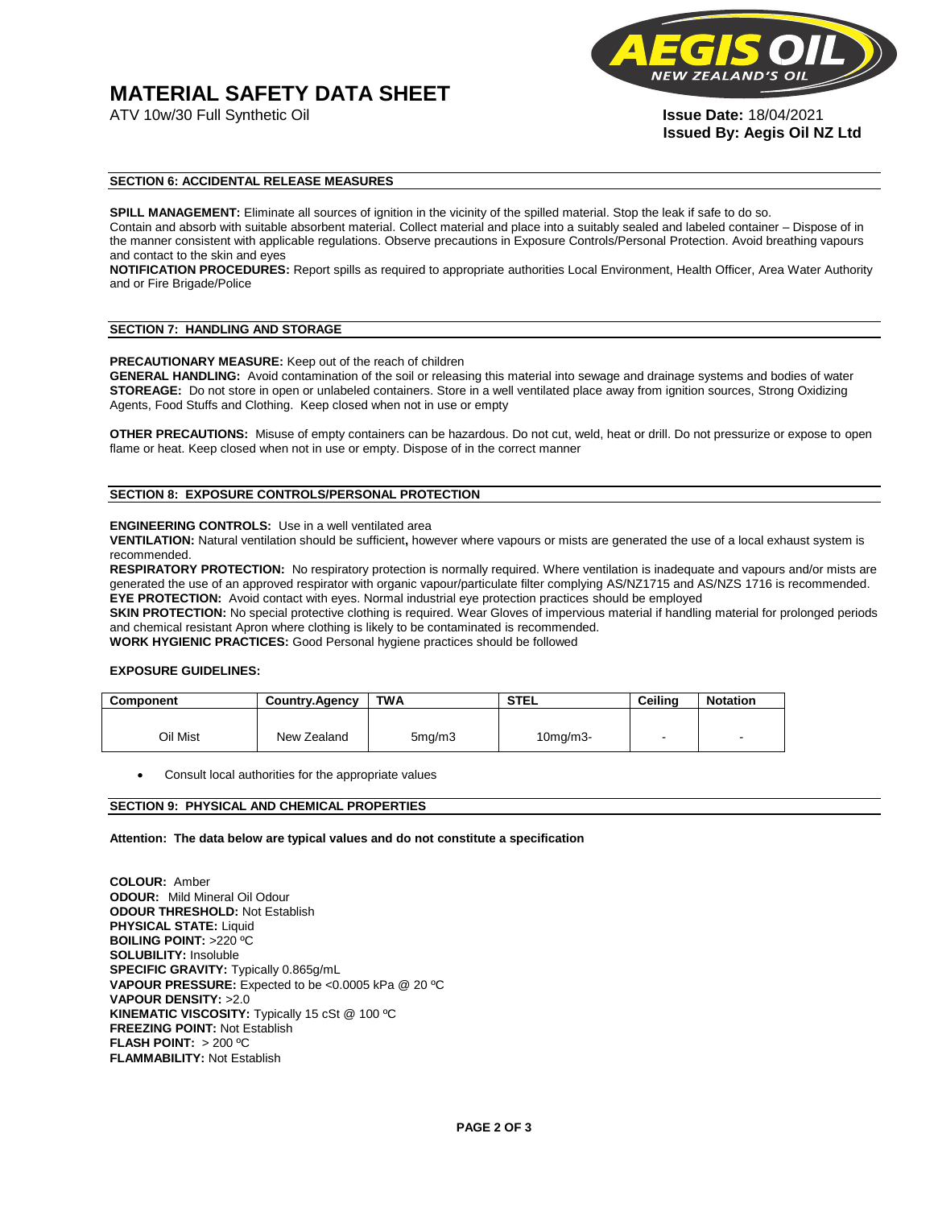# MATERIAL SAFETY DATA SHEET

ATV 10w/30 Full Synthetic Oil

**Issue Date:** 18/04/2021
**Issued By: Aegis Oil NZ Ltd**

## SECTION 6: ACCIDENTAL RELEASE MEASURES

**SPILL MANAGEMENT:** Eliminate all sources of ignition in the vicinity of the spilled material. Stop the leak if safe to do so. Contain and absorb with suitable absorbent material. Collect material and place into a suitably sealed and labeled container – Dispose of in the manner consistent with applicable regulations. Observe precautions in Exposure Controls/Personal Protection. Avoid breathing vapours and contact to the skin and eyes
**NOTIFICATION PROCEDURES:** Report spills as required to appropriate authorities Local Environment, Health Officer, Area Water Authority and or Fire Brigade/Police

## SECTION 7: HANDLING AND STORAGE

**PRECAUTIONARY MEASURE:** Keep out of the reach of children
**GENERAL HANDLING:** Avoid contamination of the soil or releasing this material into sewage and drainage systems and bodies of water
**STOREAGE:** Do not store in open or unlabeled containers. Store in a well ventilated place away from ignition sources, Strong Oxidizing Agents, Food Stuffs and Clothing. Keep closed when not in use or empty

**OTHER PRECAUTIONS:** Misuse of empty containers can be hazardous. Do not cut, weld, heat or drill. Do not pressurize or expose to open flame or heat. Keep closed when not in use or empty. Dispose of in the correct manner

## SECTION 8: EXPOSURE CONTROLS/PERSONAL PROTECTION

**ENGINEERING CONTROLS:** Use in a well ventilated area
**VENTILATION:** Natural ventilation should be sufficient**,** however where vapours or mists are generated the use of a local exhaust system is recommended.
**RESPIRATORY PROTECTION:** No respiratory protection is normally required. Where ventilation is inadequate and vapours and/or mists are generated the use of an approved respirator with organic vapour/particulate filter complying AS/NZ1715 and AS/NZS 1716 is recommended.
**EYE PROTECTION:** Avoid contact with eyes. Normal industrial eye protection practices should be employed
**SKIN PROTECTION:** No special protective clothing is required. Wear Gloves of impervious material if handling material for prolonged periods and chemical resistant Apron where clothing is likely to be contaminated is recommended.
**WORK HYGIENIC PRACTICES:** Good Personal hygiene practices should be followed

**EXPOSURE GUIDELINES:**

| Component | Country.Agency | TWA | STEL | Ceiling | Notation |
|---|---|---|---|---|---|
| Oil Mist | New Zealand | 5mg/m3 | 10mg/m3- | - | - |

- Consult local authorities for the appropriate values

## SECTION 9: PHYSICAL AND CHEMICAL PROPERTIES

**Attention: The data below are typical values and do not constitute a specification**

**COLOUR:** Amber
**ODOUR:** Mild Mineral Oil Odour
**ODOUR THRESHOLD:** Not Establish
**PHYSICAL STATE:** Liquid
**BOILING POINT:** >220 ºC
**SOLUBILITY:** Insoluble
**SPECIFIC GRAVITY:** Typically 0.865g/mL
**VAPOUR PRESSURE:** Expected to be <0.0005 kPa @ 20 ºC
**VAPOUR DENSITY:** >2.0
**KINEMATIC VISCOSITY:** Typically 15 cSt @ 100 ºC
**FREEZING POINT:** Not Establish
**FLASH POINT:** > 200 ºC
**FLAMMABILITY:** Not Establish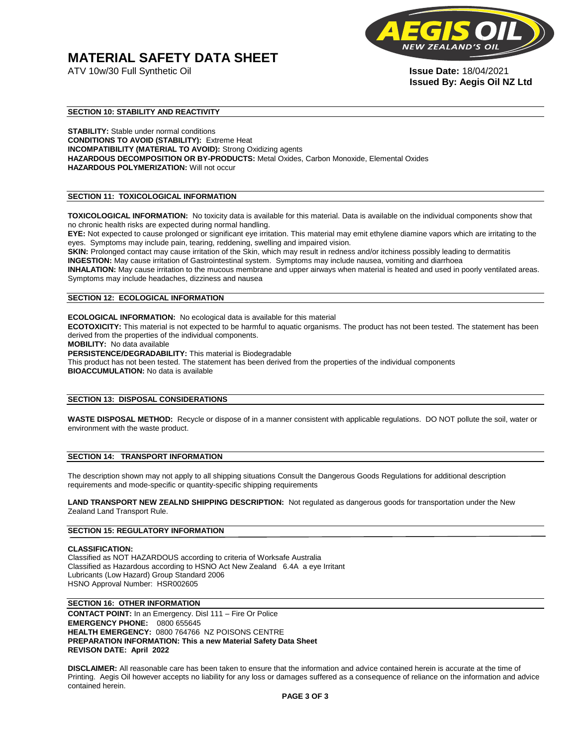# MATERIAL SAFETY DATA SHEET

ATV 10w/30 Full Synthetic Oil

**Issue Date:** 18/04/2021
**Issued By: Aegis Oil NZ Ltd**

## SECTION 10: STABILITY AND REACTIVITY

**STABILITY:** Stable under normal conditions
**CONDITIONS TO AVOID (STABILITY):** Extreme Heat
**INCOMPATIBILITY (MATERIAL TO AVOID):** Strong Oxidizing agents
**HAZARDOUS DECOMPOSITION OR BY-PRODUCTS:** Metal Oxides, Carbon Monoxide, Elemental Oxides
**HAZARDOUS POLYMERIZATION:** Will not occur

## SECTION 11: TOXICOLOGICAL INFORMATION

**TOXICOLOGICAL INFORMATION:** No toxicity data is available for this material. Data is available on the individual components show that no chronic health risks are expected during normal handling.
**EYE:** Not expected to cause prolonged or significant eye irritation. This material may emit ethylene diamine vapors which are irritating to the eyes. Symptoms may include pain, tearing, reddening, swelling and impaired vision.
**SKIN:** Prolonged contact may cause irritation of the Skin, which may result in redness and/or itchiness possibly leading to dermatitis
**INGESTION:** May cause irritation of Gastrointestinal system. Symptoms may include nausea, vomiting and diarrhoea
**INHALATION:** May cause irritation to the mucous membrane and upper airways when material is heated and used in poorly ventilated areas. Symptoms may include headaches, dizziness and nausea

## SECTION 12: ECOLOGICAL INFORMATION

**ECOLOGICAL INFORMATION:** No ecological data is available for this material
**ECOTOXICITY:** This material is not expected to be harmful to aquatic organisms. The product has not been tested. The statement has been derived from the properties of the individual components.
**MOBILITY:** No data available
**PERSISTENCE/DEGRADABILITY:** This material is Biodegradable
This product has not been tested. The statement has been derived from the properties of the individual components
**BIOACCUMULATION:** No data is available

## SECTION 13: DISPOSAL CONSIDERATIONS

**WASTE DISPOSAL METHOD:** Recycle or dispose of in a manner consistent with applicable regulations. DO NOT pollute the soil, water or environment with the waste product.

## SECTION 14: TRANSPORT INFORMATION

The description shown may not apply to all shipping situations Consult the Dangerous Goods Regulations for additional description requirements and mode-specific or quantity-specific shipping requirements

**LAND TRANSPORT NEW ZEALND SHIPPING DESCRIPTION:** Not regulated as dangerous goods for transportation under the New Zealand Land Transport Rule.

## SECTION 15: REGULATORY INFORMATION

**CLASSIFICATION:**
Classified as NOT HAZARDOUS according to criteria of Worksafe Australia
Classified as Hazardous according to HSNO Act New Zealand 6.4A a eye Irritant
Lubricants (Low Hazard) Group Standard 2006
HSNO Approval Number: HSR002605

## SECTION 16: OTHER INFORMATION

**CONTACT POINT:** In an Emergency. Disl 111 – Fire Or Police
**EMERGENCY PHONE:** 0800 655645
**HEALTH EMERGENCY:** 0800 764766 NZ POISONS CENTRE
**PREPARATION INFORMATION: This a new Material Safety Data Sheet**
**REVISON DATE: April 2022**

**DISCLAIMER:** All reasonable care has been taken to ensure that the information and advice contained herein is accurate at the time of Printing. Aegis Oil however accepts no liability for any loss or damages suffered as a consequence of reliance on the information and advice contained herein.